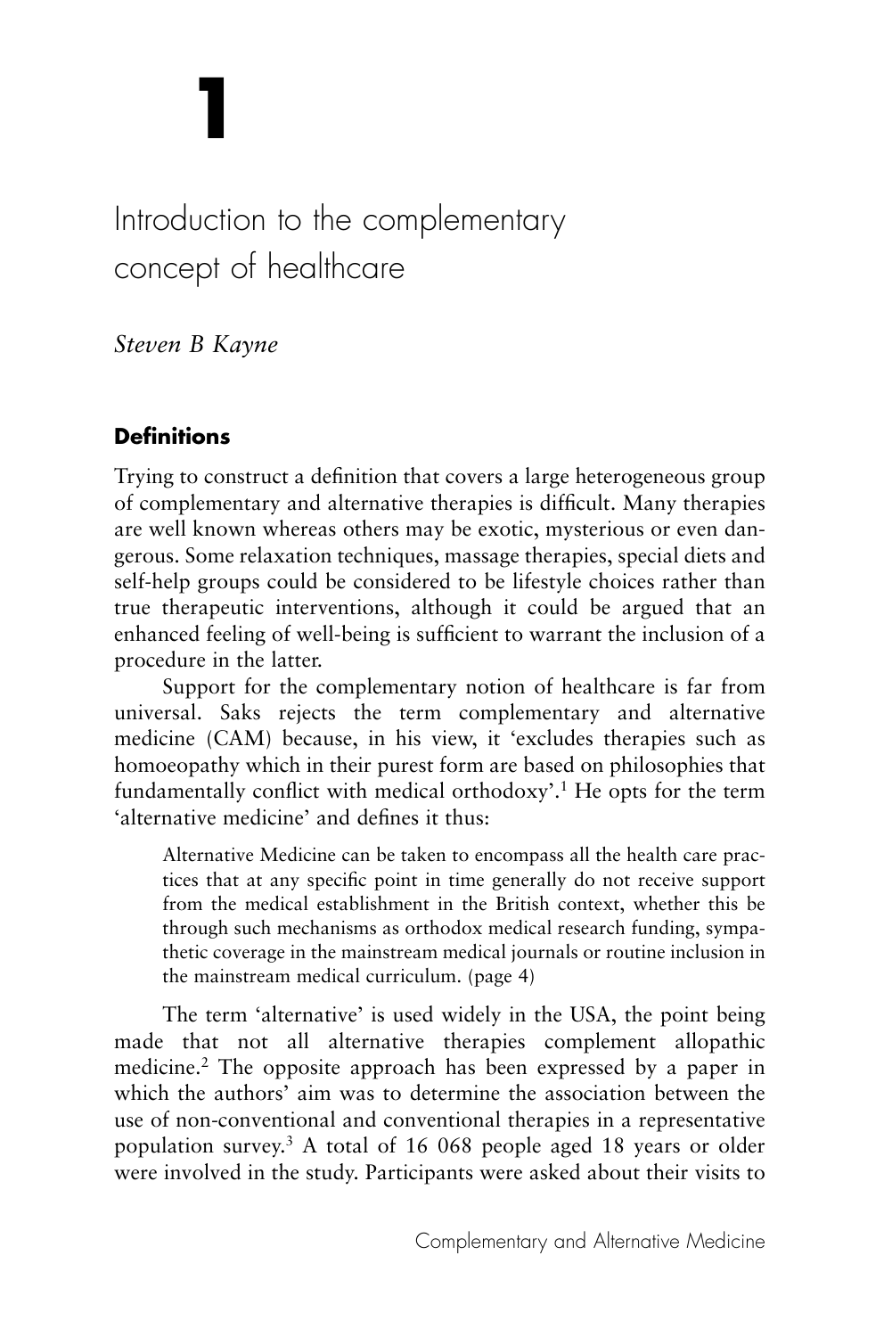# 1

# Introduction to the complementary concept of healthcare

*Steven B Kayne*

## Definitions

Trying to construct a definition that covers a large heterogeneous group of complementary and alternative therapies is difficult. Many therapies are well known whereas others may be exotic, mysterious or even dangerous. Some relaxation techniques, massage therapies, special diets and self-help groups could be considered to be lifestyle choices rather than true therapeutic interventions, although it could be argued that an enhanced feeling of well-being is sufficient to warrant the inclusion of a procedure in the latter.

Support for the complementary notion of healthcare is far from universal. Saks rejects the term complementary and alternative medicine (CAM) because, in his view, it 'excludes therapies such as homoeopathy which in their purest form are based on philosophies that fundamentally conflict with medical orthodoxy'.[1] He opts for the term 'alternative medicine' and defines it thus:

> Alternative Medicine can be taken to encompass all the health care practices that at any specific point in time generally do not receive support from the medical establishment in the British context, whether this be through such mechanisms as orthodox medical research funding, sympathetic coverage in the mainstream medical journals or routine inclusion in the mainstream medical curriculum. (page 4)

The term 'alternative' is used widely in the USA, the point being made that not all alternative therapies complement allopathic medicine.[2] The opposite approach has been expressed by a paper in which the authors' aim was to determine the association between the use of non-conventional and conventional therapies in a representative population survey.[3] A total of 16 068 people aged 18 years or older were involved in the study. Participants were asked about their visits to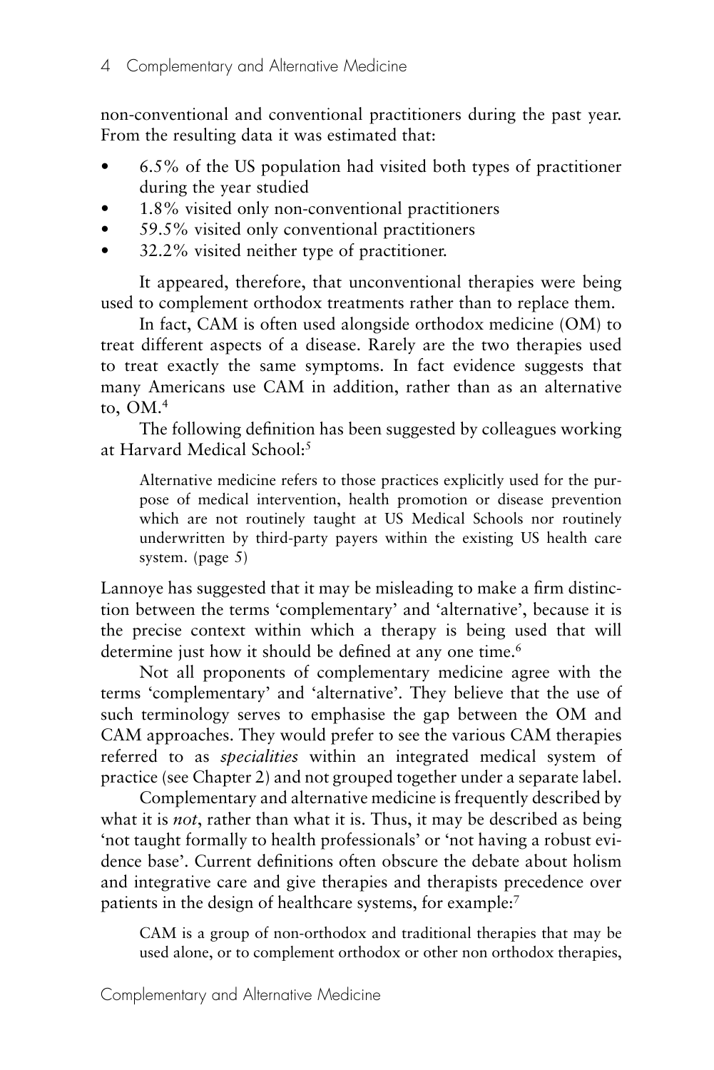non-conventional and conventional practitioners during the past year. From the resulting data it was estimated that:

- 6.5% of the US population had visited both types of practitioner during the year studied
- 1.8% visited only non-conventional practitioners
- 59.5% visited only conventional practitioners
- 32.2% visited neither type of practitioner.

It appeared, therefore, that unconventional therapies were being used to complement orthodox treatments rather than to replace them.

In fact, CAM is often used alongside orthodox medicine (OM) to treat different aspects of a disease. Rarely are the two therapies used to treat exactly the same symptoms. In fact evidence suggests that many Americans use CAM in addition, rather than as an alternative to, OM.[4]

The following definition has been suggested by colleagues working at Harvard Medical School:[5]

> Alternative medicine refers to those practices explicitly used for the purpose of medical intervention, health promotion or disease prevention which are not routinely taught at US Medical Schools nor routinely underwritten by third-party payers within the existing US health care system. (page 5)

Lannoye has suggested that it may be misleading to make a firm distinction between the terms 'complementary' and 'alternative', because it is the precise context within which a therapy is being used that will determine just how it should be defined at any one time.[6]

Not all proponents of complementary medicine agree with the terms 'complementary' and 'alternative'. They believe that the use of such terminology serves to emphasise the gap between the OM and CAM approaches. They would prefer to see the various CAM therapies referred to as *specialities* within an integrated medical system of practice (see Chapter 2) and not grouped together under a separate label.

Complementary and alternative medicine is frequently described by what it is *not*, rather than what it is. Thus, it may be described as being 'not taught formally to health professionals' or 'not having a robust evidence base'. Current definitions often obscure the debate about holism and integrative care and give therapies and therapists precedence over patients in the design of healthcare systems, for example:[7]

> CAM is a group of non-orthodox and traditional therapies that may be used alone, or to complement orthodox or other non orthodox therapies,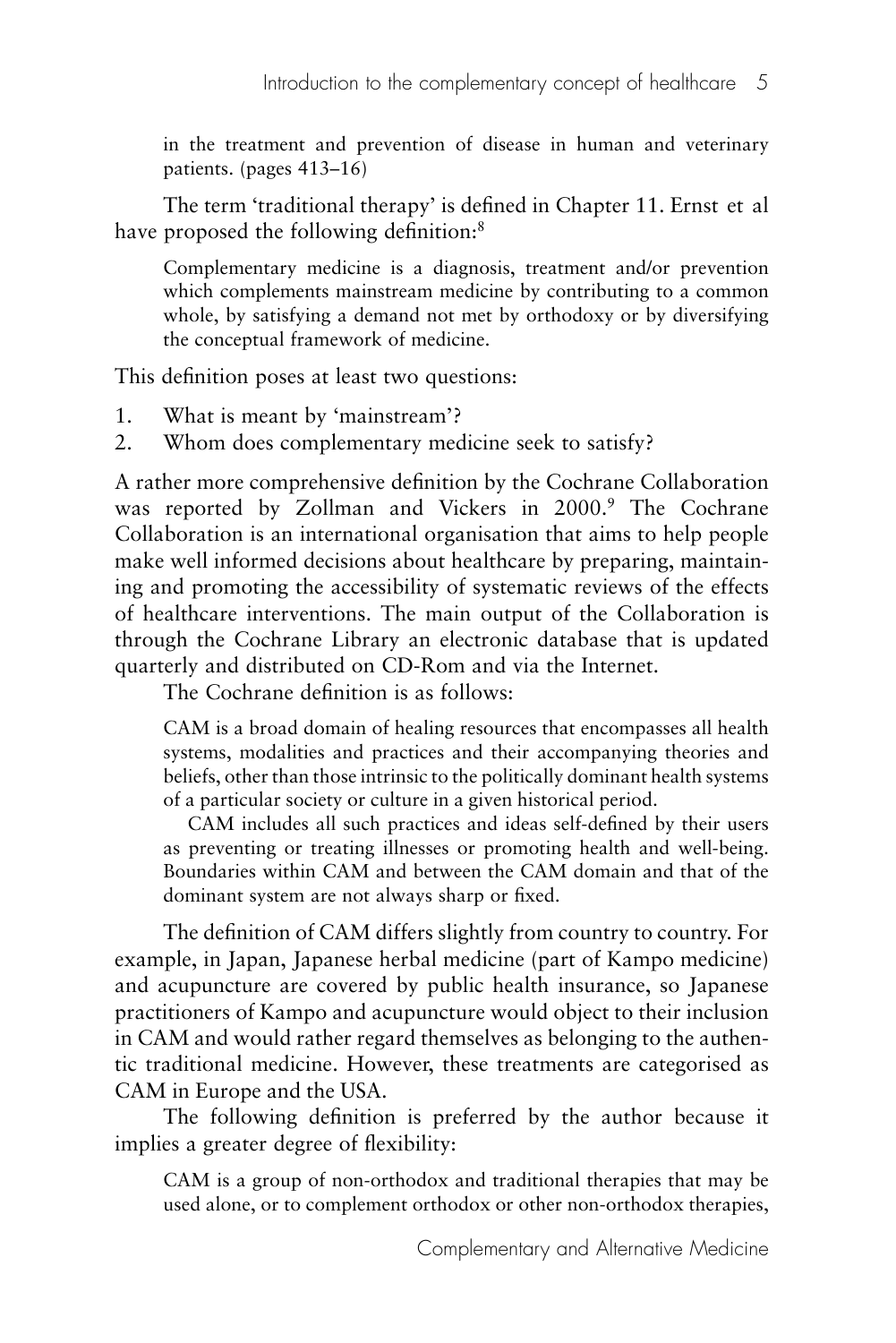> in the treatment and prevention of disease in human and veterinary patients. (pages 413–16)

The term 'traditional therapy' is defined in Chapter 11. Ernst et al have proposed the following definition:[8]

> Complementary medicine is a diagnosis, treatment and/or prevention which complements mainstream medicine by contributing to a common whole, by satisfying a demand not met by orthodoxy or by diversifying the conceptual framework of medicine.

This definition poses at least two questions:

1. What is meant by 'mainstream'?
2. Whom does complementary medicine seek to satisfy?

A rather more comprehensive definition by the Cochrane Collaboration was reported by Zollman and Vickers in 2000.[9] The Cochrane Collaboration is an international organisation that aims to help people make well informed decisions about healthcare by preparing, maintaining and promoting the accessibility of systematic reviews of the effects of healthcare interventions. The main output of the Collaboration is through the Cochrane Library an electronic database that is updated quarterly and distributed on CD-Rom and via the Internet.

The Cochrane definition is as follows:

> CAM is a broad domain of healing resources that encompasses all health systems, modalities and practices and their accompanying theories and beliefs, other than those intrinsic to the politically dominant health systems of a particular society or culture in a given historical period.
>
> CAM includes all such practices and ideas self-defined by their users as preventing or treating illnesses or promoting health and well-being. Boundaries within CAM and between the CAM domain and that of the dominant system are not always sharp or fixed.

The definition of CAM differs slightly from country to country. For example, in Japan, Japanese herbal medicine (part of Kampo medicine) and acupuncture are covered by public health insurance, so Japanese practitioners of Kampo and acupuncture would object to their inclusion in CAM and would rather regard themselves as belonging to the authentic traditional medicine. However, these treatments are categorised as CAM in Europe and the USA.

The following definition is preferred by the author because it implies a greater degree of flexibility:

> CAM is a group of non-orthodox and traditional therapies that may be used alone, or to complement orthodox or other non-orthodox therapies,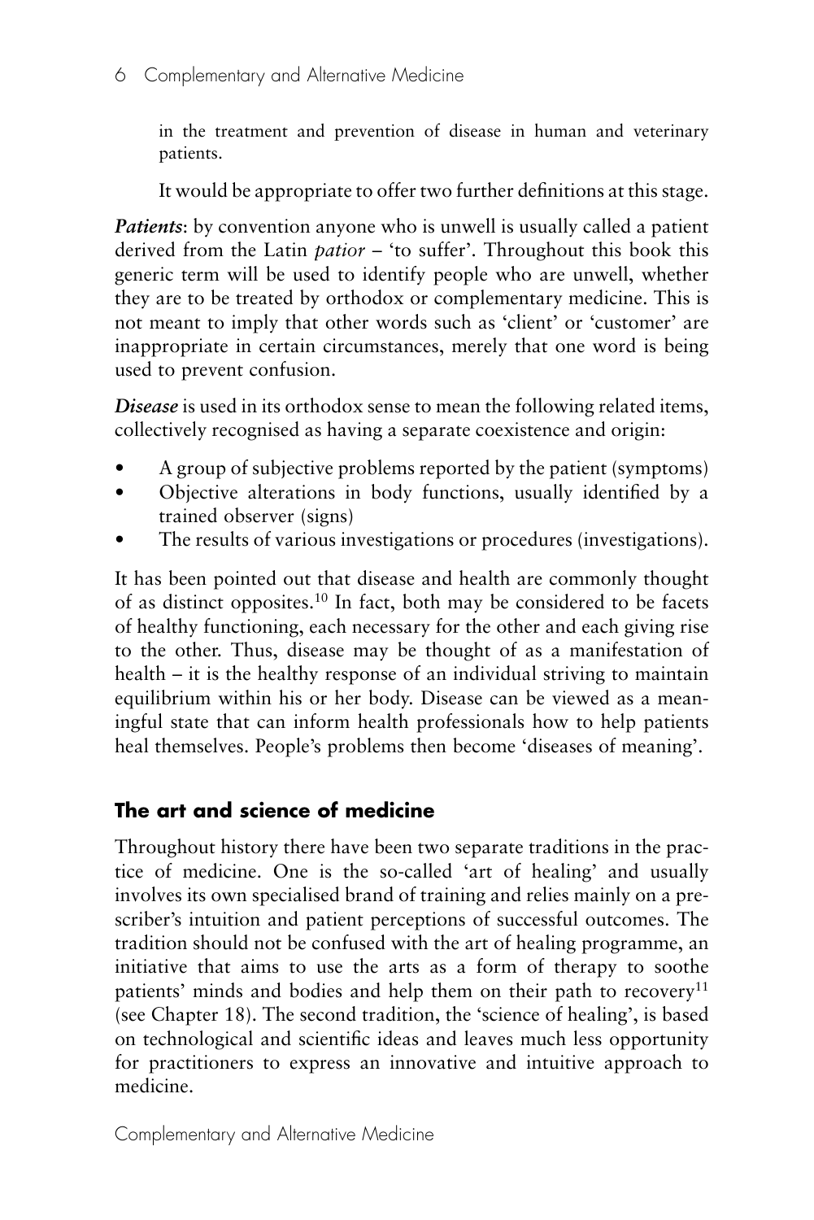in the treatment and prevention of disease in human and veterinary patients.

It would be appropriate to offer two further definitions at this stage.

***Patients***: by convention anyone who is unwell is usually called a patient derived from the Latin *patior* – 'to suffer'. Throughout this book this generic term will be used to identify people who are unwell, whether they are to be treated by orthodox or complementary medicine. This is not meant to imply that other words such as 'client' or 'customer' are inappropriate in certain circumstances, merely that one word is being used to prevent confusion.

***Disease*** is used in its orthodox sense to mean the following related items, collectively recognised as having a separate coexistence and origin:

- A group of subjective problems reported by the patient (symptoms)
- Objective alterations in body functions, usually identified by a trained observer (signs)
- The results of various investigations or procedures (investigations).

It has been pointed out that disease and health are commonly thought of as distinct opposites.[10] In fact, both may be considered to be facets of healthy functioning, each necessary for the other and each giving rise to the other. Thus, disease may be thought of as a manifestation of health – it is the healthy response of an individual striving to maintain equilibrium within his or her body. Disease can be viewed as a meaningful state that can inform health professionals how to help patients heal themselves. People's problems then become 'diseases of meaning'.

## The art and science of medicine

Throughout history there have been two separate traditions in the practice of medicine. One is the so-called 'art of healing' and usually involves its own specialised brand of training and relies mainly on a prescriber's intuition and patient perceptions of successful outcomes. The tradition should not be confused with the art of healing programme, an initiative that aims to use the arts as a form of therapy to soothe patients' minds and bodies and help them on their path to recovery[11] (see Chapter 18). The second tradition, the 'science of healing', is based on technological and scientific ideas and leaves much less opportunity for practitioners to express an innovative and intuitive approach to medicine.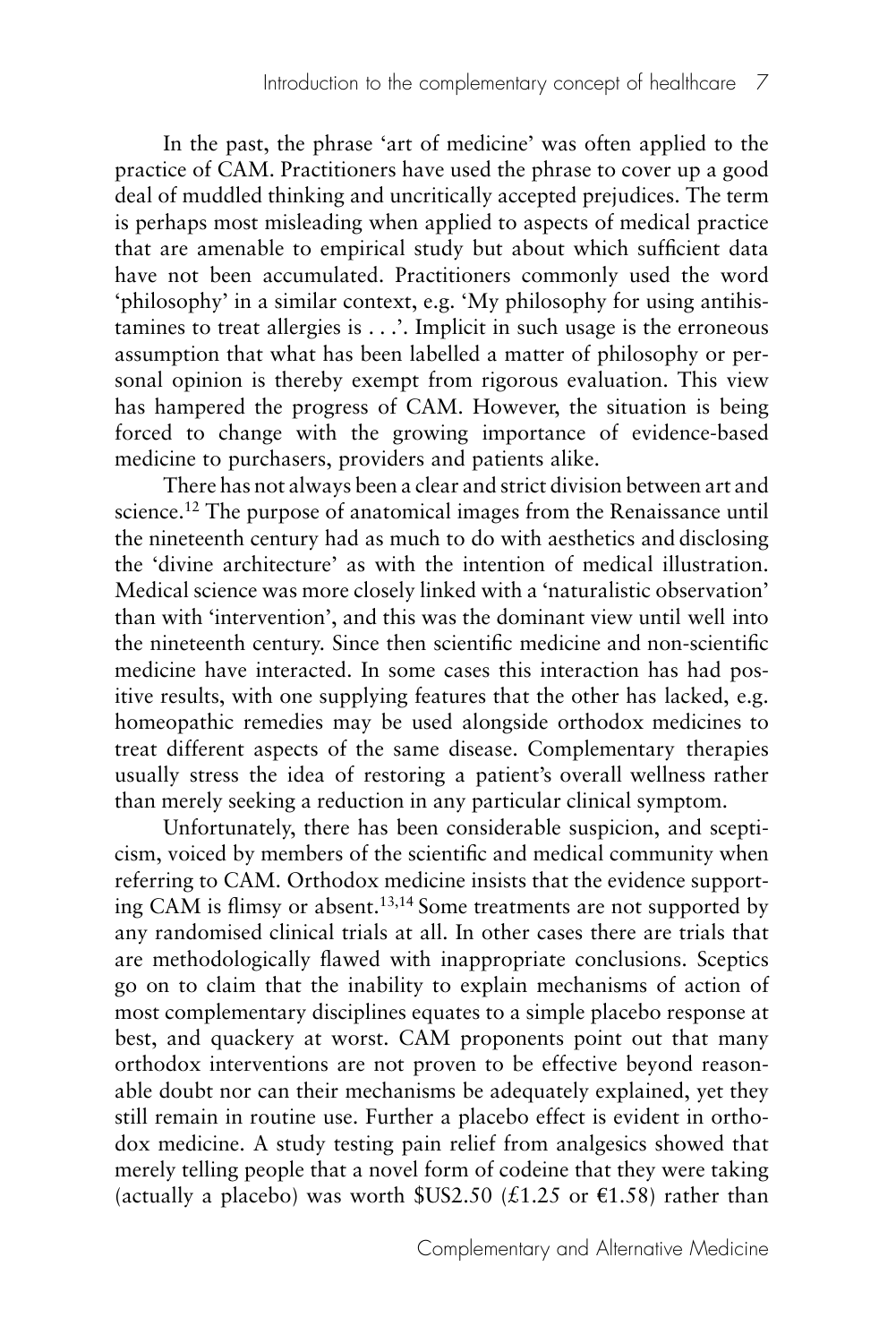In the past, the phrase 'art of medicine' was often applied to the practice of CAM. Practitioners have used the phrase to cover up a good deal of muddled thinking and uncritically accepted prejudices. The term is perhaps most misleading when applied to aspects of medical practice that are amenable to empirical study but about which sufficient data have not been accumulated. Practitioners commonly used the word 'philosophy' in a similar context, e.g. 'My philosophy for using antihistamines to treat allergies is . . .'. Implicit in such usage is the erroneous assumption that what has been labelled a matter of philosophy or personal opinion is thereby exempt from rigorous evaluation. This view has hampered the progress of CAM. However, the situation is being forced to change with the growing importance of evidence-based medicine to purchasers, providers and patients alike.

There has not always been a clear and strict division between art and science.[12] The purpose of anatomical images from the Renaissance until the nineteenth century had as much to do with aesthetics and disclosing the 'divine architecture' as with the intention of medical illustration. Medical science was more closely linked with a 'naturalistic observation' than with 'intervention', and this was the dominant view until well into the nineteenth century. Since then scientific medicine and non-scientific medicine have interacted. In some cases this interaction has had positive results, with one supplying features that the other has lacked, e.g. homeopathic remedies may be used alongside orthodox medicines to treat different aspects of the same disease. Complementary therapies usually stress the idea of restoring a patient's overall wellness rather than merely seeking a reduction in any particular clinical symptom.

Unfortunately, there has been considerable suspicion, and scepticism, voiced by members of the scientific and medical community when referring to CAM. Orthodox medicine insists that the evidence supporting CAM is flimsy or absent.[13,14] Some treatments are not supported by any randomised clinical trials at all. In other cases there are trials that are methodologically flawed with inappropriate conclusions. Sceptics go on to claim that the inability to explain mechanisms of action of most complementary disciplines equates to a simple placebo response at best, and quackery at worst. CAM proponents point out that many orthodox interventions are not proven to be effective beyond reasonable doubt nor can their mechanisms be adequately explained, yet they still remain in routine use. Further a placebo effect is evident in orthodox medicine. A study testing pain relief from analgesics showed that merely telling people that a novel form of codeine that they were taking (actually a placebo) was worth $US2.50 (£1.25 or €1.58) rather than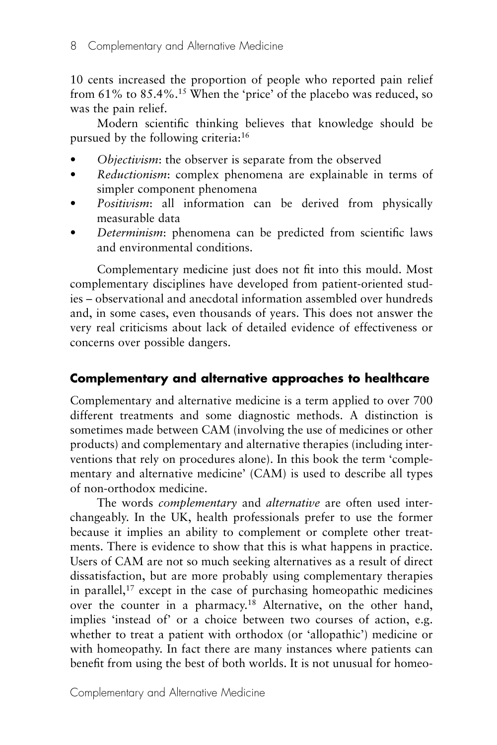10 cents increased the proportion of people who reported pain relief from 61% to 85.4%.[15] When the 'price' of the placebo was reduced, so was the pain relief.

Modern scientific thinking believes that knowledge should be pursued by the following criteria:[16]

- *Objectivism*: the observer is separate from the observed
- *Reductionism*: complex phenomena are explainable in terms of simpler component phenomena
- *Positivism*: all information can be derived from physically measurable data
- *Determinism*: phenomena can be predicted from scientific laws and environmental conditions.

Complementary medicine just does not fit into this mould. Most complementary disciplines have developed from patient-oriented studies – observational and anecdotal information assembled over hundreds and, in some cases, even thousands of years. This does not answer the very real criticisms about lack of detailed evidence of effectiveness or concerns over possible dangers.

## Complementary and alternative approaches to healthcare

Complementary and alternative medicine is a term applied to over 700 different treatments and some diagnostic methods. A distinction is sometimes made between CAM (involving the use of medicines or other products) and complementary and alternative therapies (including interventions that rely on procedures alone). In this book the term 'complementary and alternative medicine' (CAM) is used to describe all types of non-orthodox medicine.

The words *complementary* and *alternative* are often used interchangeably. In the UK, health professionals prefer to use the former because it implies an ability to complement or complete other treatments. There is evidence to show that this is what happens in practice. Users of CAM are not so much seeking alternatives as a result of direct dissatisfaction, but are more probably using complementary therapies in parallel,[17] except in the case of purchasing homeopathic medicines over the counter in a pharmacy.[18] Alternative, on the other hand, implies 'instead of' or a choice between two courses of action, e.g. whether to treat a patient with orthodox (or 'allopathic') medicine or with homeopathy. In fact there are many instances where patients can benefit from using the best of both worlds. It is not unusual for homeo-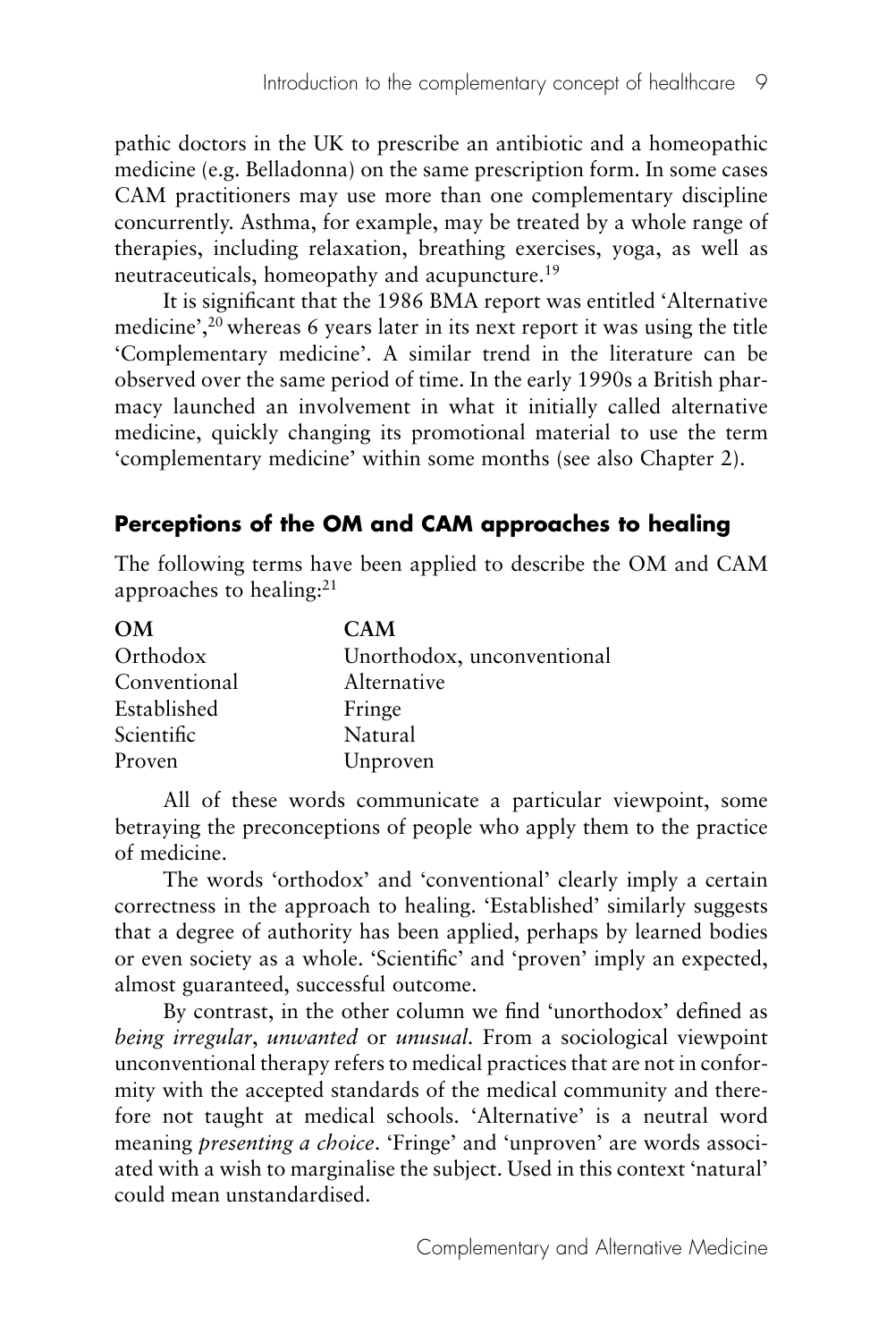pathic doctors in the UK to prescribe an antibiotic and a homeopathic medicine (e.g. Belladonna) on the same prescription form. In some cases CAM practitioners may use more than one complementary discipline concurrently. Asthma, for example, may be treated by a whole range of therapies, including relaxation, breathing exercises, yoga, as well as neutraceuticals, homeopathy and acupuncture.[19]

It is significant that the 1986 BMA report was entitled 'Alternative medicine',[20] whereas 6 years later in its next report it was using the title 'Complementary medicine'. A similar trend in the literature can be observed over the same period of time. In the early 1990s a British pharmacy launched an involvement in what it initially called alternative medicine, quickly changing its promotional material to use the term 'complementary medicine' within some months (see also Chapter 2).

## Perceptions of the OM and CAM approaches to healing

The following terms have been applied to describe the OM and CAM approaches to healing:[21]

| OM | CAM |
|---|---|
| Orthodox | Unorthodox, unconventional |
| Conventional | Alternative |
| Established | Fringe |
| Scientific | Natural |
| Proven | Unproven |

All of these words communicate a particular viewpoint, some betraying the preconceptions of people who apply them to the practice of medicine.

The words 'orthodox' and 'conventional' clearly imply a certain correctness in the approach to healing. 'Established' similarly suggests that a degree of authority has been applied, perhaps by learned bodies or even society as a whole. 'Scientific' and 'proven' imply an expected, almost guaranteed, successful outcome.

By contrast, in the other column we find 'unorthodox' defined as *being irregular*, *unwanted* or *unusual*. From a sociological viewpoint unconventional therapy refers to medical practices that are not in conformity with the accepted standards of the medical community and therefore not taught at medical schools. 'Alternative' is a neutral word meaning *presenting a choice*. 'Fringe' and 'unproven' are words associated with a wish to marginalise the subject. Used in this context 'natural' could mean unstandardised.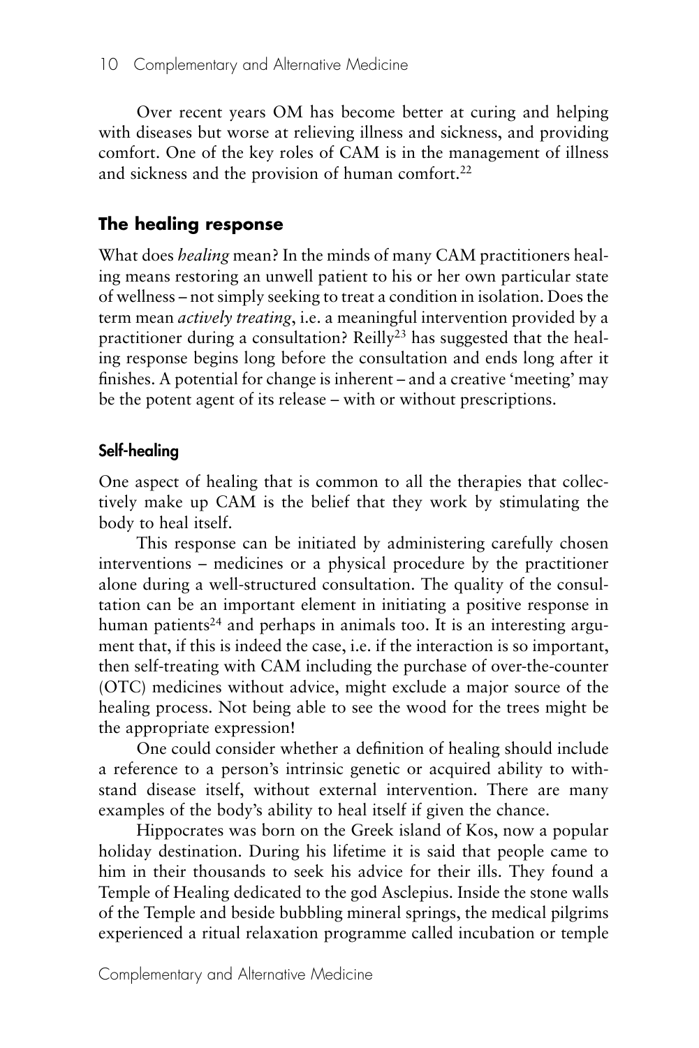Over recent years OM has become better at curing and helping with diseases but worse at relieving illness and sickness, and providing comfort. One of the key roles of CAM is in the management of illness and sickness and the provision of human comfort.[22]

## The healing response

What does *healing* mean? In the minds of many CAM practitioners healing means restoring an unwell patient to his or her own particular state of wellness – not simply seeking to treat a condition in isolation. Does the term mean *actively treating*, i.e. a meaningful intervention provided by a practitioner during a consultation? Reilly[23] has suggested that the healing response begins long before the consultation and ends long after it finishes. A potential for change is inherent – and a creative 'meeting' may be the potent agent of its release – with or without prescriptions.

### Self-healing

One aspect of healing that is common to all the therapies that collectively make up CAM is the belief that they work by stimulating the body to heal itself.

This response can be initiated by administering carefully chosen interventions – medicines or a physical procedure by the practitioner alone during a well-structured consultation. The quality of the consultation can be an important element in initiating a positive response in human patients[24] and perhaps in animals too. It is an interesting argument that, if this is indeed the case, i.e. if the interaction is so important, then self-treating with CAM including the purchase of over-the-counter (OTC) medicines without advice, might exclude a major source of the healing process. Not being able to see the wood for the trees might be the appropriate expression!

One could consider whether a definition of healing should include a reference to a person's intrinsic genetic or acquired ability to withstand disease itself, without external intervention. There are many examples of the body's ability to heal itself if given the chance.

Hippocrates was born on the Greek island of Kos, now a popular holiday destination. During his lifetime it is said that people came to him in their thousands to seek his advice for their ills. They found a Temple of Healing dedicated to the god Asclepius. Inside the stone walls of the Temple and beside bubbling mineral springs, the medical pilgrims experienced a ritual relaxation programme called incubation or temple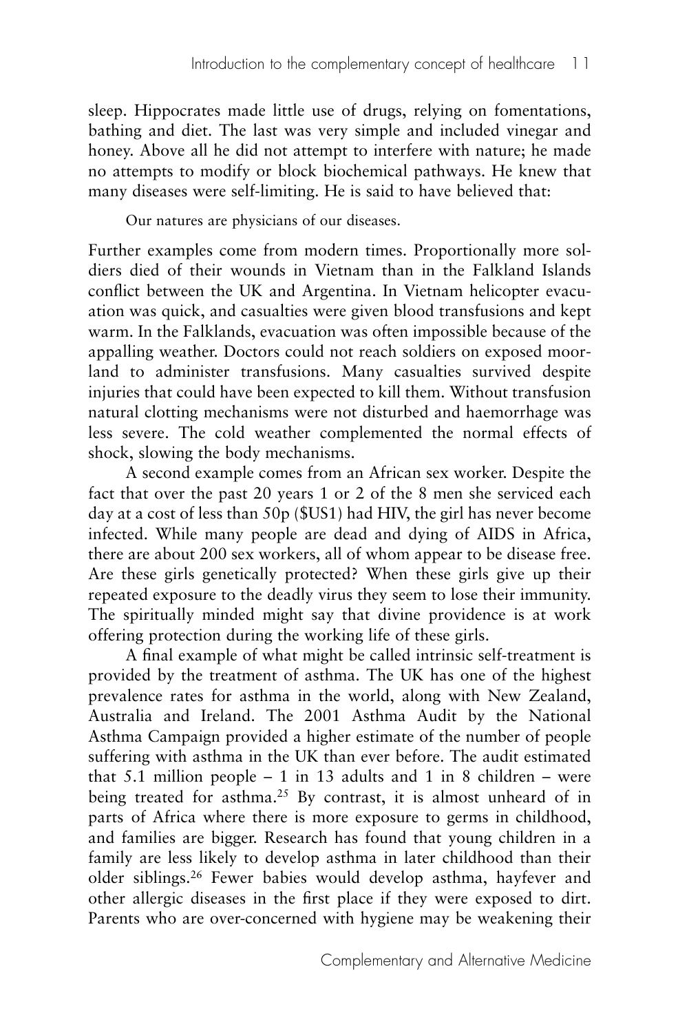sleep. Hippocrates made little use of drugs, relying on fomentations, bathing and diet. The last was very simple and included vinegar and honey. Above all he did not attempt to interfere with nature; he made no attempts to modify or block biochemical pathways. He knew that many diseases were self-limiting. He is said to have believed that:

> Our natures are physicians of our diseases.

Further examples come from modern times. Proportionally more soldiers died of their wounds in Vietnam than in the Falkland Islands conflict between the UK and Argentina. In Vietnam helicopter evacuation was quick, and casualties were given blood transfusions and kept warm. In the Falklands, evacuation was often impossible because of the appalling weather. Doctors could not reach soldiers on exposed moorland to administer transfusions. Many casualties survived despite injuries that could have been expected to kill them. Without transfusion natural clotting mechanisms were not disturbed and haemorrhage was less severe. The cold weather complemented the normal effects of shock, slowing the body mechanisms.

A second example comes from an African sex worker. Despite the fact that over the past 20 years 1 or 2 of the 8 men she serviced each day at a cost of less than 50p ($US1) had HIV, the girl has never become infected. While many people are dead and dying of AIDS in Africa, there are about 200 sex workers, all of whom appear to be disease free. Are these girls genetically protected? When these girls give up their repeated exposure to the deadly virus they seem to lose their immunity. The spiritually minded might say that divine providence is at work offering protection during the working life of these girls.

A final example of what might be called intrinsic self-treatment is provided by the treatment of asthma. The UK has one of the highest prevalence rates for asthma in the world, along with New Zealand, Australia and Ireland. The 2001 Asthma Audit by the National Asthma Campaign provided a higher estimate of the number of people suffering with asthma in the UK than ever before. The audit estimated that 5.1 million people – 1 in 13 adults and 1 in 8 children – were being treated for asthma.[25] By contrast, it is almost unheard of in parts of Africa where there is more exposure to germs in childhood, and families are bigger. Research has found that young children in a family are less likely to develop asthma in later childhood than their older siblings.[26] Fewer babies would develop asthma, hayfever and other allergic diseases in the first place if they were exposed to dirt. Parents who are over-concerned with hygiene may be weakening their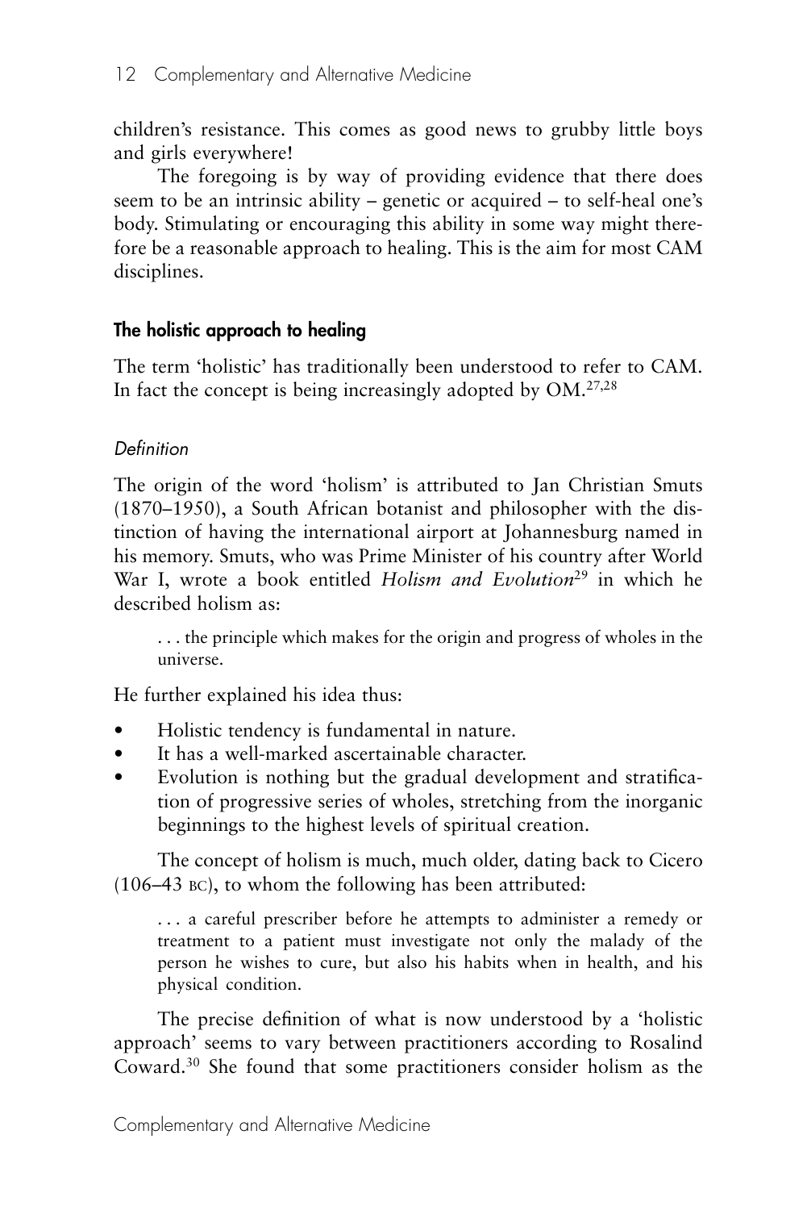children's resistance. This comes as good news to grubby little boys and girls everywhere!

The foregoing is by way of providing evidence that there does seem to be an intrinsic ability – genetic or acquired – to self-heal one's body. Stimulating or encouraging this ability in some way might therefore be a reasonable approach to healing. This is the aim for most CAM disciplines.

## The holistic approach to healing

The term 'holistic' has traditionally been understood to refer to CAM. In fact the concept is being increasingly adopted by OM.[27,28]

### *Definition*

The origin of the word 'holism' is attributed to Jan Christian Smuts (1870–1950), a South African botanist and philosopher with the distinction of having the international airport at Johannesburg named in his memory. Smuts, who was Prime Minister of his country after World War I, wrote a book entitled *Holism and Evolution*[29] in which he described holism as:

> . . . the principle which makes for the origin and progress of wholes in the universe.

He further explained his idea thus:

- Holistic tendency is fundamental in nature.
- It has a well-marked ascertainable character.
- Evolution is nothing but the gradual development and stratification of progressive series of wholes, stretching from the inorganic beginnings to the highest levels of spiritual creation.

The concept of holism is much, much older, dating back to Cicero (106–43 BC), to whom the following has been attributed:

> . . . a careful prescriber before he attempts to administer a remedy or treatment to a patient must investigate not only the malady of the person he wishes to cure, but also his habits when in health, and his physical condition.

The precise definition of what is now understood by a 'holistic approach' seems to vary between practitioners according to Rosalind Coward.[30] She found that some practitioners consider holism as the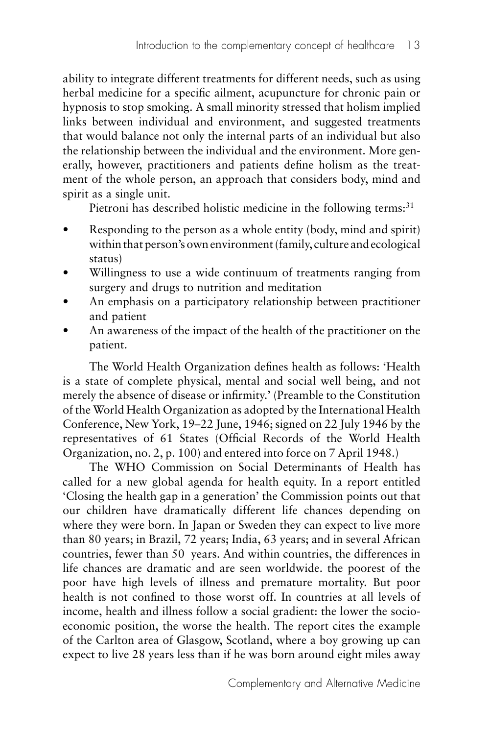ability to integrate different treatments for different needs, such as using herbal medicine for a specific ailment, acupuncture for chronic pain or hypnosis to stop smoking. A small minority stressed that holism implied links between individual and environment, and suggested treatments that would balance not only the internal parts of an individual but also the relationship between the individual and the environment. More generally, however, practitioners and patients define holism as the treatment of the whole person, an approach that considers body, mind and spirit as a single unit.

Pietroni has described holistic medicine in the following terms:[31]

- Responding to the person as a whole entity (body, mind and spirit) within that person's own environment (family, culture and ecological status)
- Willingness to use a wide continuum of treatments ranging from surgery and drugs to nutrition and meditation
- An emphasis on a participatory relationship between practitioner and patient
- An awareness of the impact of the health of the practitioner on the patient.

The World Health Organization defines health as follows: 'Health is a state of complete physical, mental and social well being, and not merely the absence of disease or infirmity.' (Preamble to the Constitution of the World Health Organization as adopted by the International Health Conference, New York, 19–22 June, 1946; signed on 22 July 1946 by the representatives of 61 States (Official Records of the World Health Organization, no. 2, p. 100) and entered into force on 7 April 1948.)

The WHO Commission on Social Determinants of Health has called for a new global agenda for health equity. In a report entitled 'Closing the health gap in a generation' the Commission points out that our children have dramatically different life chances depending on where they were born. In Japan or Sweden they can expect to live more than 80 years; in Brazil, 72 years; India, 63 years; and in several African countries, fewer than 50 years. And within countries, the differences in life chances are dramatic and are seen worldwide. the poorest of the poor have high levels of illness and premature mortality. But poor health is not confined to those worst off. In countries at all levels of income, health and illness follow a social gradient: the lower the socioeconomic position, the worse the health. The report cites the example of the Carlton area of Glasgow, Scotland, where a boy growing up can expect to live 28 years less than if he was born around eight miles away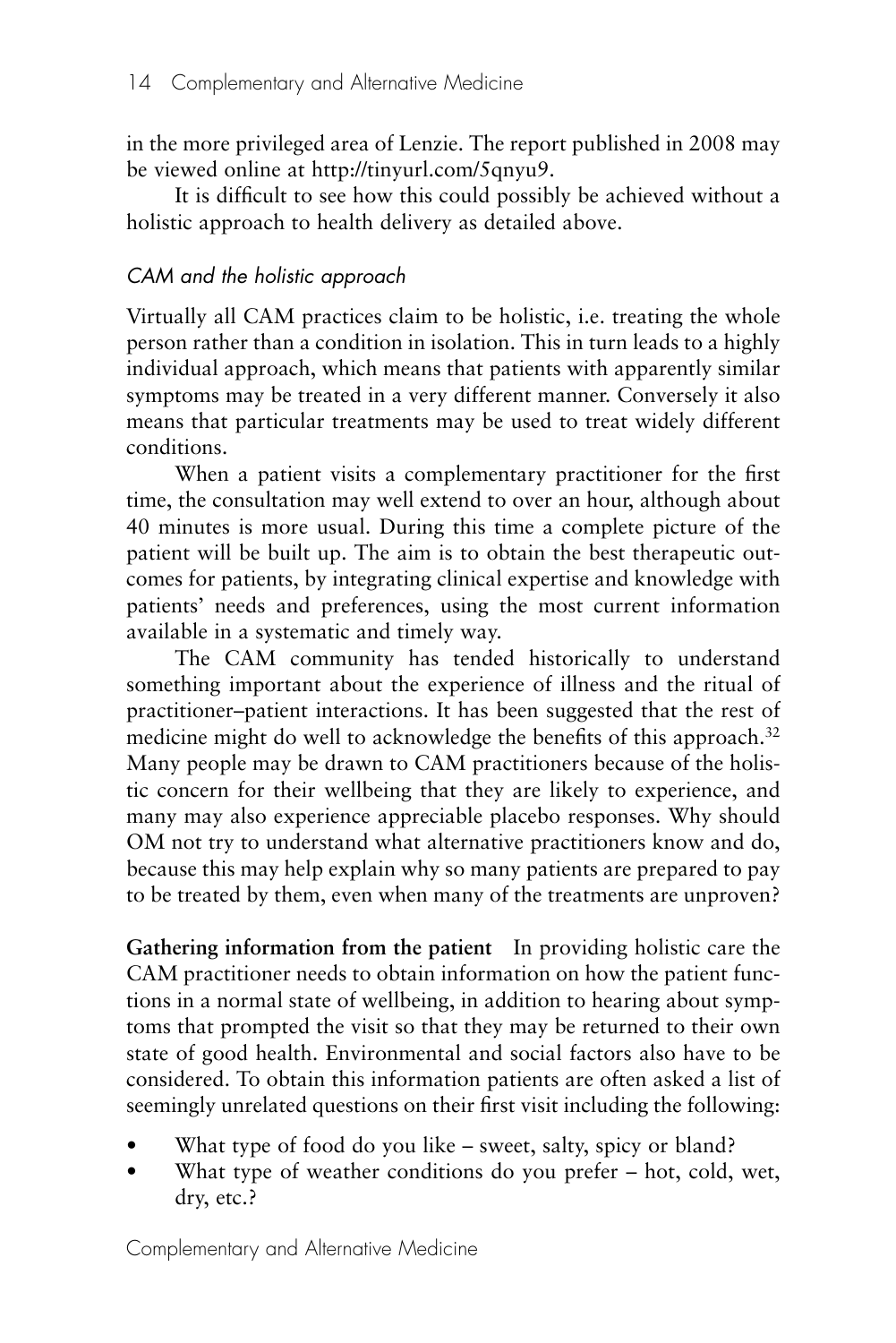in the more privileged area of Lenzie. The report published in 2008 may be viewed online at http://tinyurl.com/5qnyu9.

It is difficult to see how this could possibly be achieved without a holistic approach to health delivery as detailed above.

### *CAM and the holistic approach*

Virtually all CAM practices claim to be holistic, i.e. treating the whole person rather than a condition in isolation. This in turn leads to a highly individual approach, which means that patients with apparently similar symptoms may be treated in a very different manner. Conversely it also means that particular treatments may be used to treat widely different conditions.

When a patient visits a complementary practitioner for the first time, the consultation may well extend to over an hour, although about 40 minutes is more usual. During this time a complete picture of the patient will be built up. The aim is to obtain the best therapeutic outcomes for patients, by integrating clinical expertise and knowledge with patients' needs and preferences, using the most current information available in a systematic and timely way.

The CAM community has tended historically to understand something important about the experience of illness and the ritual of practitioner–patient interactions. It has been suggested that the rest of medicine might do well to acknowledge the benefits of this approach.[32] Many people may be drawn to CAM practitioners because of the holistic concern for their wellbeing that they are likely to experience, and many may also experience appreciable placebo responses. Why should OM not try to understand what alternative practitioners know and do, because this may help explain why so many patients are prepared to pay to be treated by them, even when many of the treatments are unproven?

**Gathering information from the patient** In providing holistic care the CAM practitioner needs to obtain information on how the patient functions in a normal state of wellbeing, in addition to hearing about symptoms that prompted the visit so that they may be returned to their own state of good health. Environmental and social factors also have to be considered. To obtain this information patients are often asked a list of seemingly unrelated questions on their first visit including the following:

- What type of food do you like – sweet, salty, spicy or bland?
- What type of weather conditions do you prefer – hot, cold, wet, dry, etc.?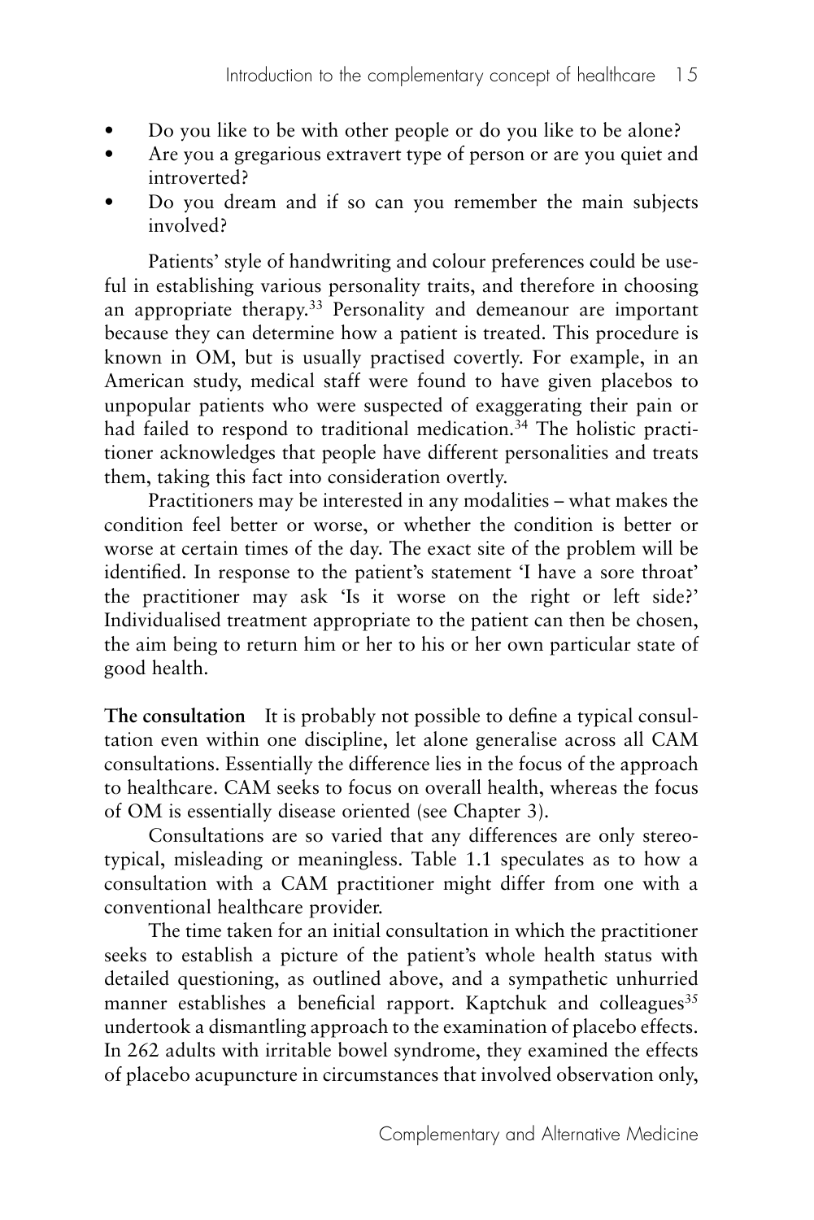- Do you like to be with other people or do you like to be alone?
- Are you a gregarious extravert type of person or are you quiet and introverted?
- Do you dream and if so can you remember the main subjects involved?

Patients' style of handwriting and colour preferences could be useful in establishing various personality traits, and therefore in choosing an appropriate therapy.[33] Personality and demeanour are important because they can determine how a patient is treated. This procedure is known in OM, but is usually practised covertly. For example, in an American study, medical staff were found to have given placebos to unpopular patients who were suspected of exaggerating their pain or had failed to respond to traditional medication.[34] The holistic practitioner acknowledges that people have different personalities and treats them, taking this fact into consideration overtly.

Practitioners may be interested in any modalities – what makes the condition feel better or worse, or whether the condition is better or worse at certain times of the day. The exact site of the problem will be identified. In response to the patient's statement 'I have a sore throat' the practitioner may ask 'Is it worse on the right or left side?' Individualised treatment appropriate to the patient can then be chosen, the aim being to return him or her to his or her own particular state of good health.

**The consultation** It is probably not possible to define a typical consultation even within one discipline, let alone generalise across all CAM consultations. Essentially the difference lies in the focus of the approach to healthcare. CAM seeks to focus on overall health, whereas the focus of OM is essentially disease oriented (see Chapter 3).

Consultations are so varied that any differences are only stereotypical, misleading or meaningless. Table 1.1 speculates as to how a consultation with a CAM practitioner might differ from one with a conventional healthcare provider.

The time taken for an initial consultation in which the practitioner seeks to establish a picture of the patient's whole health status with detailed questioning, as outlined above, and a sympathetic unhurried manner establishes a beneficial rapport. Kaptchuk and colleagues[35] undertook a dismantling approach to the examination of placebo effects. In 262 adults with irritable bowel syndrome, they examined the effects of placebo acupuncture in circumstances that involved observation only,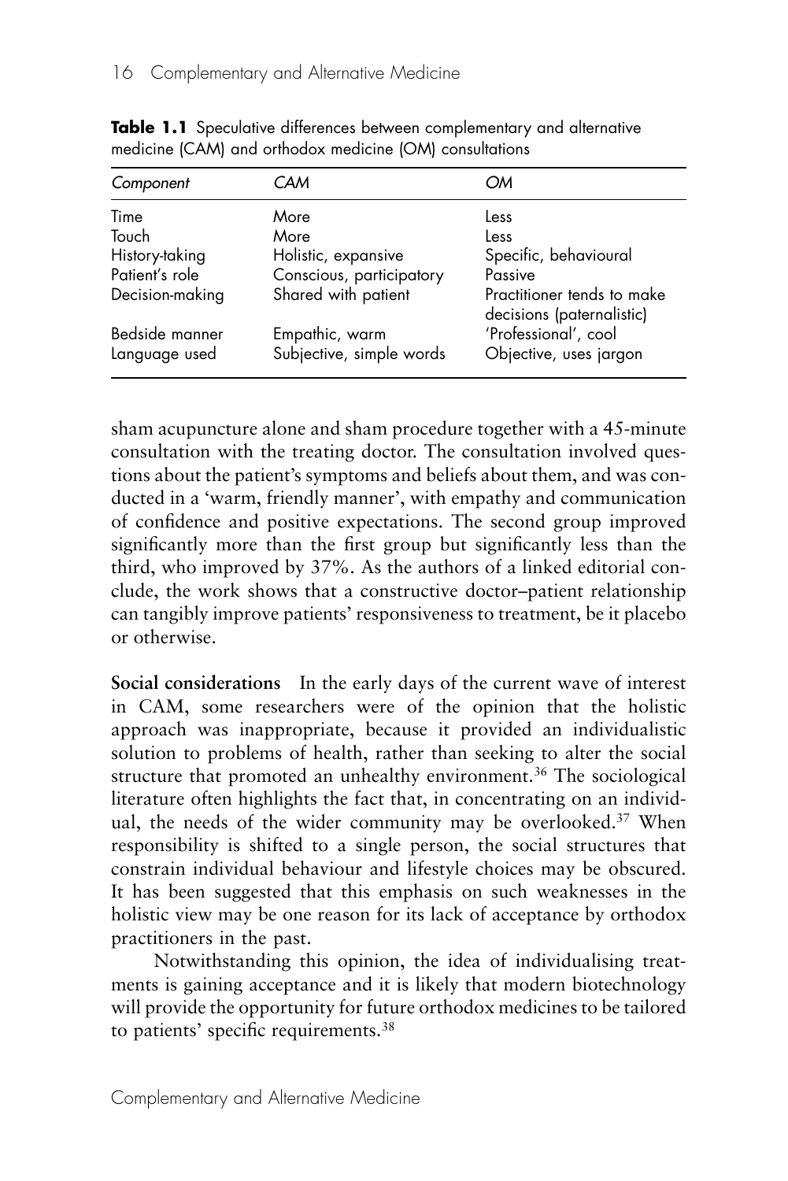**Table 1.1** Speculative differences between complementary and alternative medicine (CAM) and orthodox medicine (OM) consultations

| *Component* | *CAM* | *OM* |
|---|---|---|
| Time | More | Less |
| Touch | More | Less |
| History-taking | Holistic, expansive | Specific, behavioural |
| Patient's role | Conscious, participatory | Passive |
| Decision-making | Shared with patient | Practitioner tends to make decisions (paternalistic) |
| Bedside manner | Empathic, warm | 'Professional', cool |
| Language used | Subjective, simple words | Objective, uses jargon |

sham acupuncture alone and sham procedure together with a 45-minute consultation with the treating doctor. The consultation involved questions about the patient's symptoms and beliefs about them, and was conducted in a 'warm, friendly manner', with empathy and communication of confidence and positive expectations. The second group improved significantly more than the first group but significantly less than the third, who improved by 37%. As the authors of a linked editorial conclude, the work shows that a constructive doctor–patient relationship can tangibly improve patients' responsiveness to treatment, be it placebo or otherwise.

**Social considerations** In the early days of the current wave of interest in CAM, some researchers were of the opinion that the holistic approach was inappropriate, because it provided an individualistic solution to problems of health, rather than seeking to alter the social structure that promoted an unhealthy environment.[36] The sociological literature often highlights the fact that, in concentrating on an individual, the needs of the wider community may be overlooked.[37] When responsibility is shifted to a single person, the social structures that constrain individual behaviour and lifestyle choices may be obscured. It has been suggested that this emphasis on such weaknesses in the holistic view may be one reason for its lack of acceptance by orthodox practitioners in the past.

Notwithstanding this opinion, the idea of individualising treatments is gaining acceptance and it is likely that modern biotechnology will provide the opportunity for future orthodox medicines to be tailored to patients' specific requirements.[38]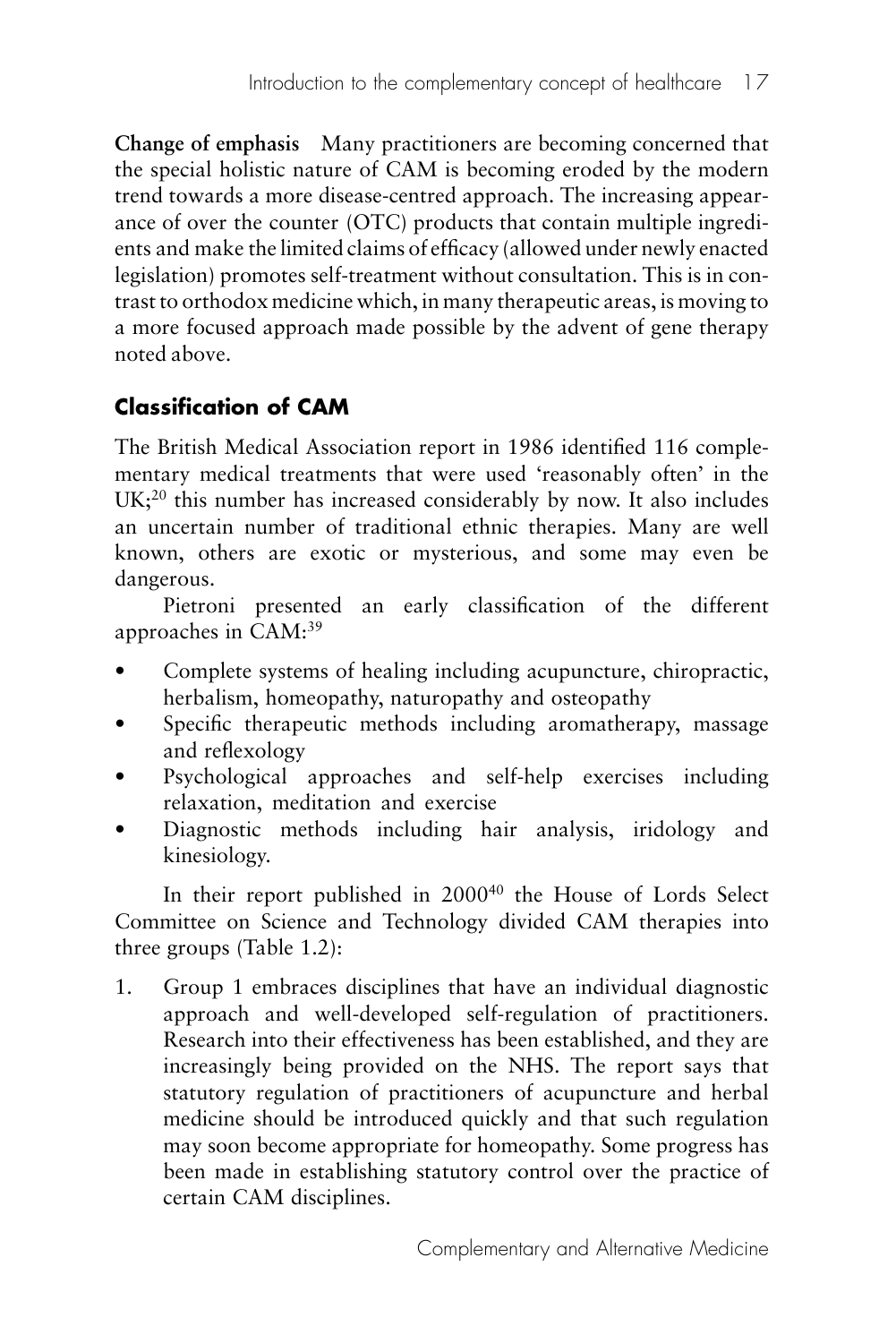**Change of emphasis** Many practitioners are becoming concerned that the special holistic nature of CAM is becoming eroded by the modern trend towards a more disease-centred approach. The increasing appearance of over the counter (OTC) products that contain multiple ingredients and make the limited claims of efficacy (allowed under newly enacted legislation) promotes self-treatment without consultation. This is in contrast to orthodox medicine which, in many therapeutic areas, is moving to a more focused approach made possible by the advent of gene therapy noted above.

## Classification of CAM

The British Medical Association report in 1986 identified 116 complementary medical treatments that were used 'reasonably often' in the UK;[20] this number has increased considerably by now. It also includes an uncertain number of traditional ethnic therapies. Many are well known, others are exotic or mysterious, and some may even be dangerous.

Pietroni presented an early classification of the different approaches in CAM:[39]

- Complete systems of healing including acupuncture, chiropractic, herbalism, homeopathy, naturopathy and osteopathy
- Specific therapeutic methods including aromatherapy, massage and reflexology
- Psychological approaches and self-help exercises including relaxation, meditation and exercise
- Diagnostic methods including hair analysis, iridology and kinesiology.

In their report published in 2000[40] the House of Lords Select Committee on Science and Technology divided CAM therapies into three groups (Table 1.2):

1. Group 1 embraces disciplines that have an individual diagnostic approach and well-developed self-regulation of practitioners. Research into their effectiveness has been established, and they are increasingly being provided on the NHS. The report says that statutory regulation of practitioners of acupuncture and herbal medicine should be introduced quickly and that such regulation may soon become appropriate for homeopathy. Some progress has been made in establishing statutory control over the practice of certain CAM disciplines.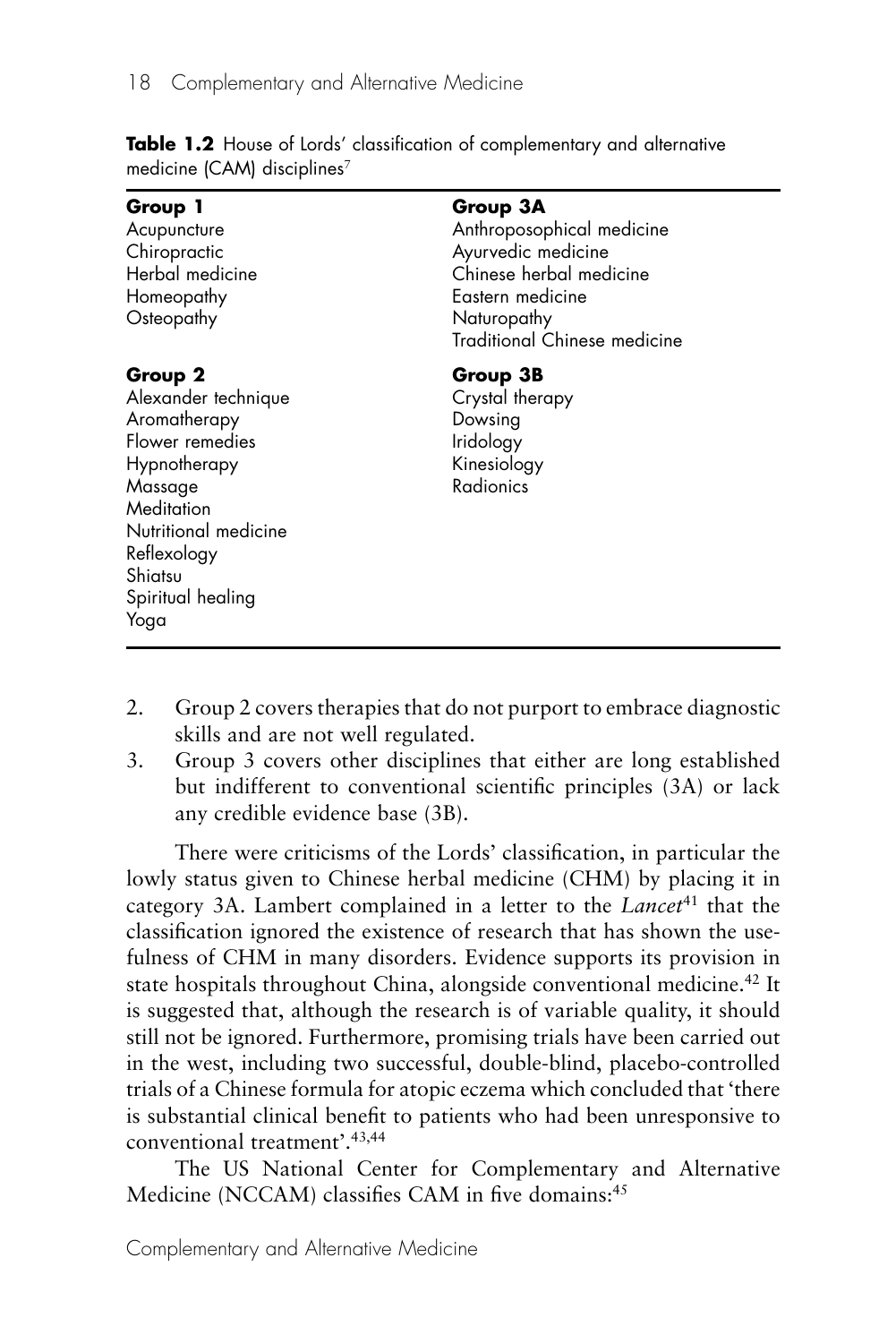**Table 1.2** House of Lords' classification of complementary and alternative medicine (CAM) disciplines[7]

| Group 1 | Group 3A |
|---|---|
| Acupuncture | Anthroposophical medicine |
| Chiropractic | Ayurvedic medicine |
| Herbal medicine | Chinese herbal medicine |
| Homeopathy | Eastern medicine |
| Osteopathy | Naturopathy |
| | Traditional Chinese medicine |
| **Group 2** | **Group 3B** |
| Alexander technique | Crystal therapy |
| Aromatherapy | Dowsing |
| Flower remedies | Iridology |
| Hypnotherapy | Kinesiology |
| Massage | Radionics |
| Meditation | |
| Nutritional medicine | |
| Reflexology | |
| Shiatsu | |
| Spiritual healing | |
| Yoga | |

2. Group 2 covers therapies that do not purport to embrace diagnostic skills and are not well regulated.
3. Group 3 covers other disciplines that either are long established but indifferent to conventional scientific principles (3A) or lack any credible evidence base (3B).

There were criticisms of the Lords' classification, in particular the lowly status given to Chinese herbal medicine (CHM) by placing it in category 3A. Lambert complained in a letter to the *Lancet*[41] that the classification ignored the existence of research that has shown the usefulness of CHM in many disorders. Evidence supports its provision in state hospitals throughout China, alongside conventional medicine.[42] It is suggested that, although the research is of variable quality, it should still not be ignored. Furthermore, promising trials have been carried out in the west, including two successful, double-blind, placebo-controlled trials of a Chinese formula for atopic eczema which concluded that 'there is substantial clinical benefit to patients who had been unresponsive to conventional treatment'.[43,44]

The US National Center for Complementary and Alternative Medicine (NCCAM) classifies CAM in five domains:[45]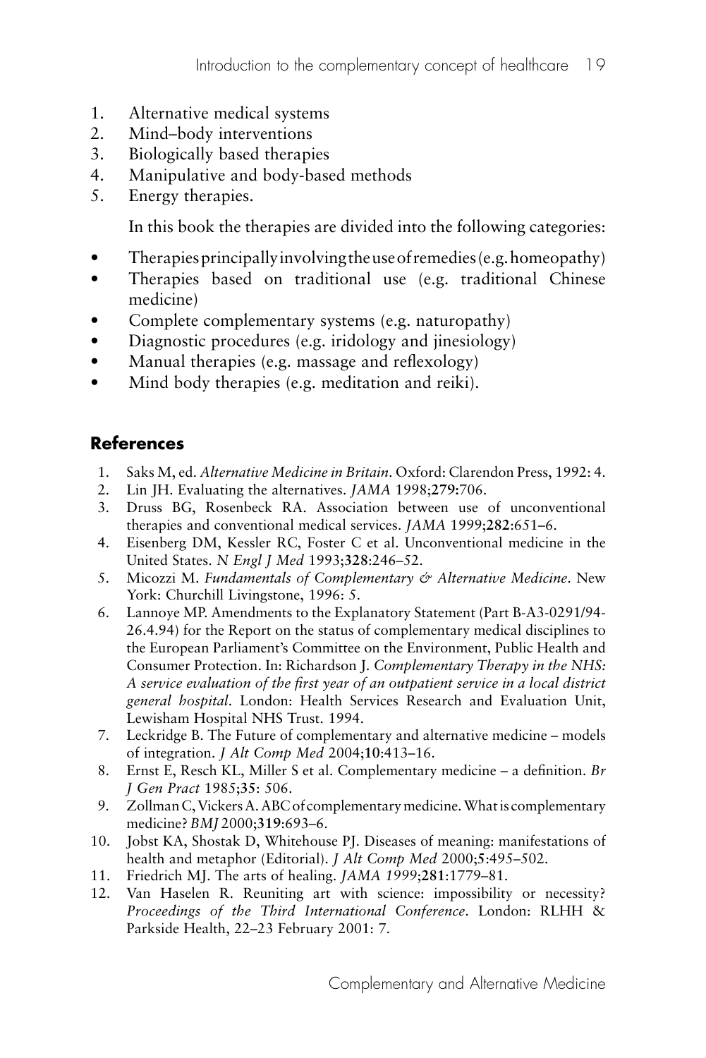1. Alternative medical systems
2. Mind–body interventions
3. Biologically based therapies
4. Manipulative and body-based methods
5. Energy therapies.

In this book the therapies are divided into the following categories:

- Therapies principally involving the use of remedies (e.g. homeopathy)
- Therapies based on traditional use (e.g. traditional Chinese medicine)
- Complete complementary systems (e.g. naturopathy)
- Diagnostic procedures (e.g. iridology and jinesiology)
- Manual therapies (e.g. massage and reflexology)
- Mind body therapies (e.g. meditation and reiki).

## References

1. Saks M, ed. *Alternative Medicine in Britain*. Oxford: Clarendon Press, 1992: 4.
2. Lin JH. Evaluating the alternatives. *JAMA* 1998;**279**:706.
3. Druss BG, Rosenbeck RA. Association between use of unconventional therapies and conventional medical services. *JAMA* 1999;**282**:651–6.
4. Eisenberg DM, Kessler RC, Foster C et al. Unconventional medicine in the United States. *N Engl J Med* 1993;**328**:246–52.
5. Micozzi M. *Fundamentals of Complementary & Alternative Medicine*. New York: Churchill Livingstone, 1996: 5.
6. Lannoye MP. Amendments to the Explanatory Statement (Part B-A3-0291/94-26.4.94) for the Report on the status of complementary medical disciplines to the European Parliament's Committee on the Environment, Public Health and Consumer Protection. In: Richardson J. *Complementary Therapy in the NHS: A service evaluation of the first year of an outpatient service in a local district general hospital*. London: Health Services Research and Evaluation Unit, Lewisham Hospital NHS Trust. 1994.
7. Leckridge B. The Future of complementary and alternative medicine – models of integration. *J Alt Comp Med* 2004;**10**:413–16.
8. Ernst E, Resch KL, Miller S et al. Complementary medicine – a definition. *Br J Gen Pract* 1985;**35**: 506.
9. Zollman C, Vickers A. ABC of complementary medicine. What is complementary medicine? *BMJ* 2000;**319**:693–6.
10. Jobst KA, Shostak D, Whitehouse PJ. Diseases of meaning: manifestations of health and metaphor (Editorial). *J Alt Comp Med* 2000;**5**:495–502.
11. Friedrich MJ. The arts of healing. *JAMA 1999*;**281**:1779–81.
12. Van Haselen R. Reuniting art with science: impossibility or necessity? *Proceedings of the Third International Conference*. London: RLHH & Parkside Health, 22–23 February 2001: 7.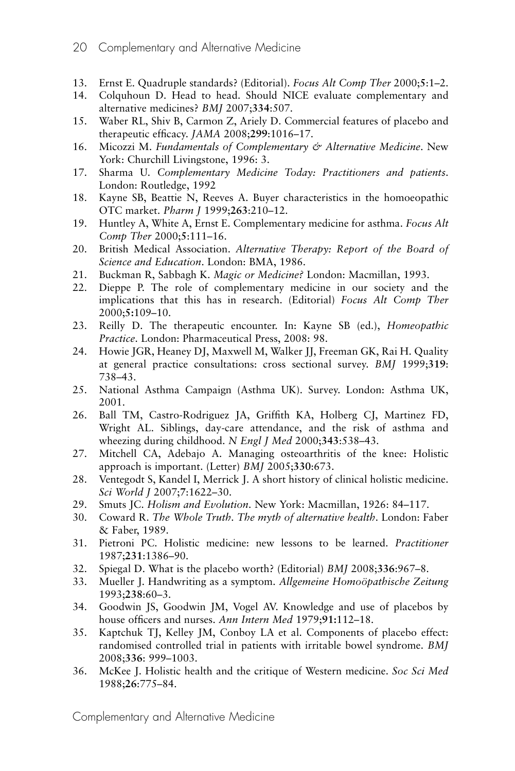13. Ernst E. Quadruple standards? (Editorial). *Focus Alt Comp Ther* 2000;**5**:1–2.
14. Colquhoun D. Head to head. Should NICE evaluate complementary and alternative medicines? *BMJ* 2007;**334**:507.
15. Waber RL, Shiv B, Carmon Z, Ariely D. Commercial features of placebo and therapeutic efficacy. *JAMA* 2008;**299**:1016–17.
16. Micozzi M. *Fundamentals of Complementary & Alternative Medicine*. New York: Churchill Livingstone, 1996: 3.
17. Sharma U. *Complementary Medicine Today: Practitioners and patients*. London: Routledge, 1992
18. Kayne SB, Beattie N, Reeves A. Buyer characteristics in the homoeopathic OTC market. *Pharm J* 1999;**263**:210–12.
19. Huntley A, White A, Ernst E. Complementary medicine for asthma. *Focus Alt Comp Ther* 2000;**5**:111–16.
20. British Medical Association. *Alternative Therapy: Report of the Board of Science and Education*. London: BMA, 1986.
21. Buckman R, Sabbagh K. *Magic or Medicine?* London: Macmillan, 1993.
22. Dieppe P. The role of complementary medicine in our society and the implications that this has in research. (Editorial) *Focus Alt Comp Ther* 2000;**5**:109–10.
23. Reilly D. The therapeutic encounter. In: Kayne SB (ed.), *Homeopathic Practice*. London: Pharmaceutical Press, 2008: 98.
24. Howie JGR, Heaney DJ, Maxwell M, Walker JJ, Freeman GK, Rai H. Quality at general practice consultations: cross sectional survey. *BMJ* 1999;**319**: 738–43.
25. National Asthma Campaign (Asthma UK). Survey. London: Asthma UK, 2001.
26. Ball TM, Castro-Rodriguez JA, Griffith KA, Holberg CJ, Martinez FD, Wright AL. Siblings, day-care attendance, and the risk of asthma and wheezing during childhood. *N Engl J Med* 2000;**343**:538–43.
27. Mitchell CA, Adebajo A. Managing osteoarthritis of the knee: Holistic approach is important. (Letter) *BMJ* 2005;**330**:673.
28. Ventegodt S, Kandel I, Merrick J. A short history of clinical holistic medicine. *Sci World J* 2007;**7**:1622–30.
29. Smuts JC. *Holism and Evolution*. New York: Macmillan, 1926: 84–117.
30. Coward R. *The Whole Truth. The myth of alternative health*. London: Faber & Faber, 1989.
31. Pietroni PC. Holistic medicine: new lessons to be learned. *Practitioner* 1987;**231**:1386–90.
32. Spiegal D. What is the placebo worth? (Editorial) *BMJ* 2008;**336**:967–8.
33. Mueller J. Handwriting as a symptom. *Allgemeine Homoöpathische Zeitung* 1993;**238**:60–3.
34. Goodwin JS, Goodwin JM, Vogel AV. Knowledge and use of placebos by house officers and nurses. *Ann Intern Med* 1979;**91**:112–18.
35. Kaptchuk TJ, Kelley JM, Conboy LA et al. Components of placebo effect: randomised controlled trial in patients with irritable bowel syndrome. *BMJ* 2008;**336**: 999–1003.
36. McKee J. Holistic health and the critique of Western medicine. *Soc Sci Med* 1988;**26**:775–84.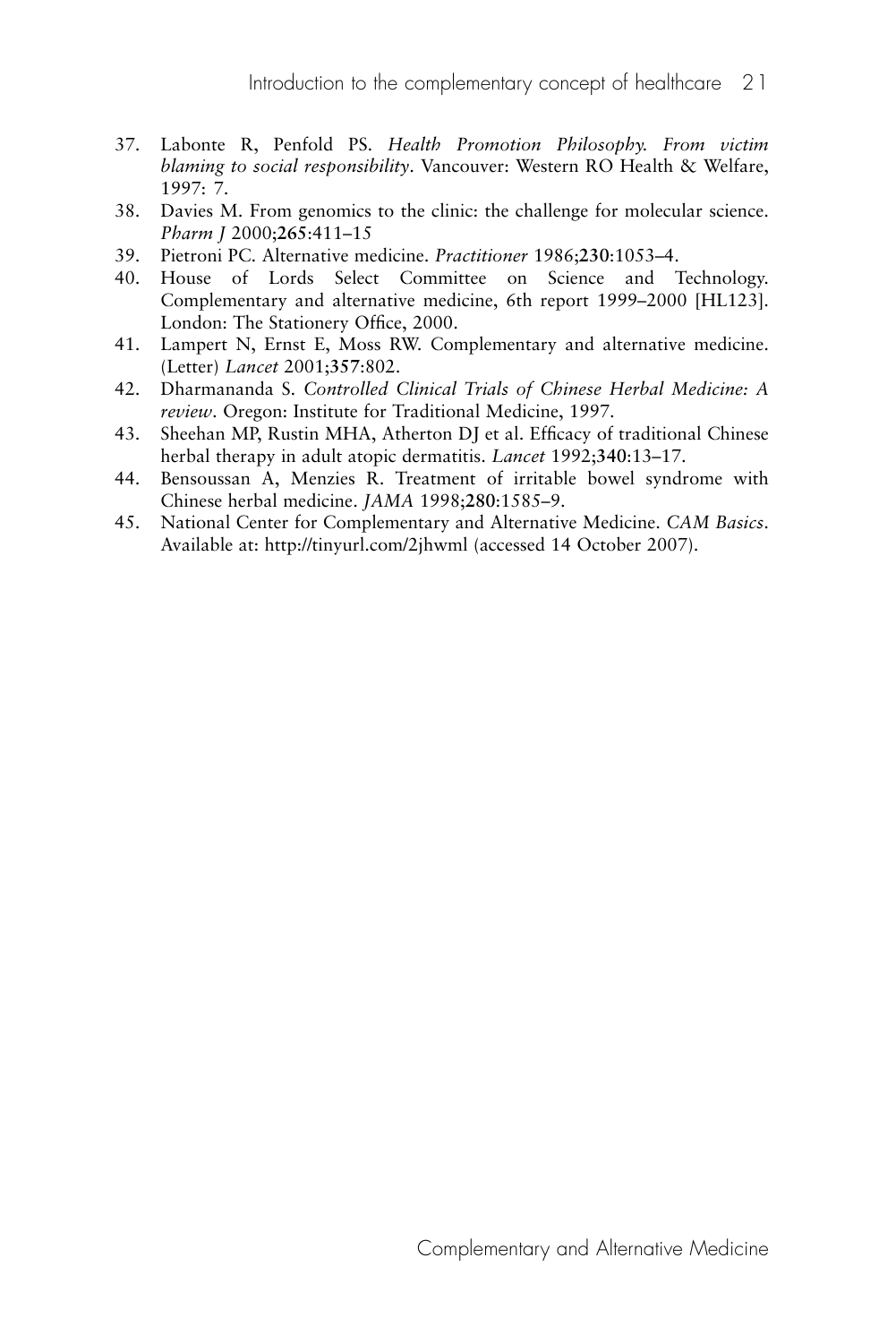37. Labonte R, Penfold PS. *Health Promotion Philosophy. From victim blaming to social responsibility*. Vancouver: Western RO Health & Welfare, 1997: 7.
38. Davies M. From genomics to the clinic: the challenge for molecular science. *Pharm J* 2000;**265**:411–15
39. Pietroni PC. Alternative medicine. *Practitioner* 1986;**230**:1053–4.
40. House of Lords Select Committee on Science and Technology. Complementary and alternative medicine, 6th report 1999–2000 [HL123]. London: The Stationery Office, 2000.
41. Lampert N, Ernst E, Moss RW. Complementary and alternative medicine. (Letter) *Lancet* 2001;**357**:802.
42. Dharmananda S. *Controlled Clinical Trials of Chinese Herbal Medicine: A review*. Oregon: Institute for Traditional Medicine, 1997.
43. Sheehan MP, Rustin MHA, Atherton DJ et al. Efficacy of traditional Chinese herbal therapy in adult atopic dermatitis. *Lancet* 1992;**340**:13–17.
44. Bensoussan A, Menzies R. Treatment of irritable bowel syndrome with Chinese herbal medicine. *JAMA* 1998;**280**:1585–9.
45. National Center for Complementary and Alternative Medicine. *CAM Basics*. Available at: http://tinyurl.com/2jhwml (accessed 14 October 2007).